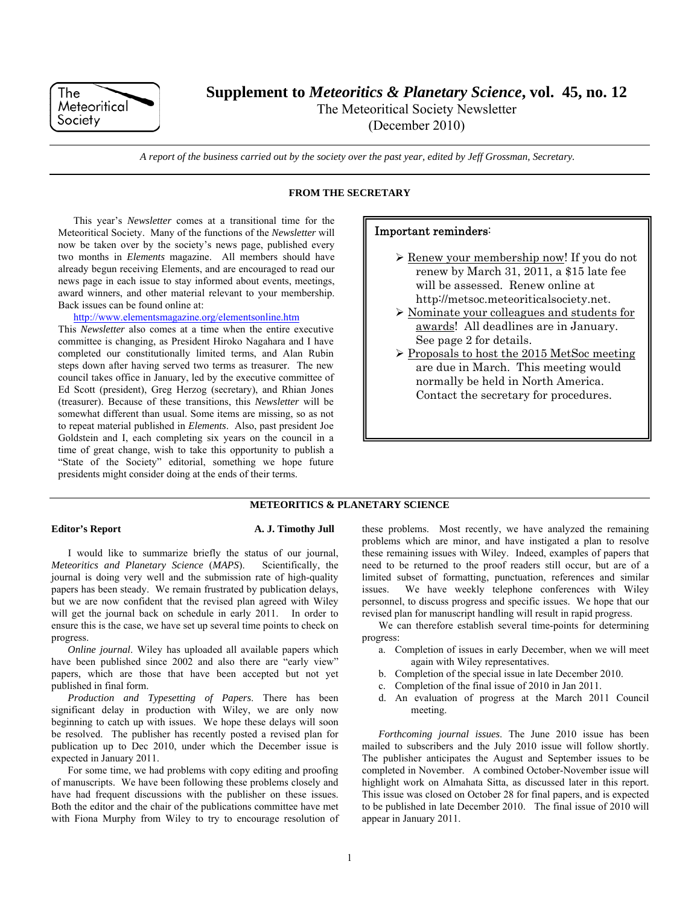# Supplement to *Meteoritics & Planetary Science*, vol. 45, no. 12

The Meteoritical Society Newsletter

(December 2010)

*A report of the business carried out by the society over the past year, edited by Jeff Grossman, Secretary.*

## FROM THE SECRETARY

This year's *Newsletter* comes at a transitional time for the Meteoritical Society. Many of the functions of the *Newsletter* will now be taken over by the society's news page, published every two months in *Elements* magazine. All members should have already begun receiving Elements, and are encouraged to read our news page in each issue to stay informed about events, meetings, award winners, and other material relevant to your membership. Back issues can be found online at:

http://www.elementsmagazine.org/elementsonline.htm

This *Newsletter* also comes at a time when the entire executive committee is changing, as President Hiroko Nagahara and I have completed our constitutionally limited terms, and Alan Rubin steps down after having served two terms as treasurer. The new council takes office in January, led by the executive committee of Ed Scott (president), Greg Herzog (secretary), and Rhian Jones (treasurer). Because of these transitions, this *Newsletter* will be somewhat different than usual. Some items are missing, so as not to repeat material published in *Elements*. Also, past president Joe Goldstein and I, each completing six years on the council in a time of great change, wish to take this opportunity to publish a "State of the Society" editorial, something we hope future presidents might consider doing at the ends of their terms.

> **Important reminders:**
>
> - Renew your membership now! If you do not renew by March 31, 2011, a $15 late fee will be assessed. Renew online at http://metsoc.meteoriticalsociety.net.
> - Nominate your colleagues and students for awards! All deadlines are in January. See page 2 for details.
> - Proposals to host the 2015 MetSoc meeting are due in March. This meeting would normally be held in North America. Contact the secretary for procedures.

## METEORITICS & PLANETARY SCIENCE

### Editor's Report — A. J. Timothy Jull

I would like to summarize briefly the status of our journal, *Meteoritics and Planetary Science* (*MAPS*). Scientifically, the journal is doing very well and the submission rate of high-quality papers has been steady. We remain frustrated by publication delays, but we are now confident that the revised plan agreed with Wiley will get the journal back on schedule in early 2011. In order to ensure this is the case, we have set up several time points to check on progress.

*Online journal*. Wiley has uploaded all available papers which have been published since 2002 and also there are "early view" papers, which are those that have been accepted but not yet published in final form.

*Production and Typesetting of Papers*. There has been significant delay in production with Wiley, we are only now beginning to catch up with issues. We hope these delays will soon be resolved. The publisher has recently posted a revised plan for publication up to Dec 2010, under which the December issue is expected in January 2011.

For some time, we had problems with copy editing and proofing of manuscripts. We have been following these problems closely and have had frequent discussions with the publisher on these issues. Both the editor and the chair of the publications committee have met with Fiona Murphy from Wiley to try to encourage resolution of these problems. Most recently, we have analyzed the remaining problems which are minor, and have instigated a plan to resolve these remaining issues with Wiley. Indeed, examples of papers that need to be returned to the proof readers still occur, but are of a limited subset of formatting, punctuation, references and similar issues. We have weekly telephone conferences with Wiley personnel, to discuss progress and specific issues. We hope that our revised plan for manuscript handling will result in rapid progress.

We can therefore establish several time-points for determining progress:

a. Completion of issues in early December, when we will meet again with Wiley representatives.
b. Completion of the special issue in late December 2010.
c. Completion of the final issue of 2010 in Jan 2011.
d. An evaluation of progress at the March 2011 Council meeting.

*Forthcoming journal issues*. The June 2010 issue has been mailed to subscribers and the July 2010 issue will follow shortly. The publisher anticipates the August and September issues to be completed in November. A combined October-November issue will highlight work on Almahata Sitta, as discussed later in this report. This issue was closed on October 28 for final papers, and is expected to be published in late December 2010. The final issue of 2010 will appear in January 2011.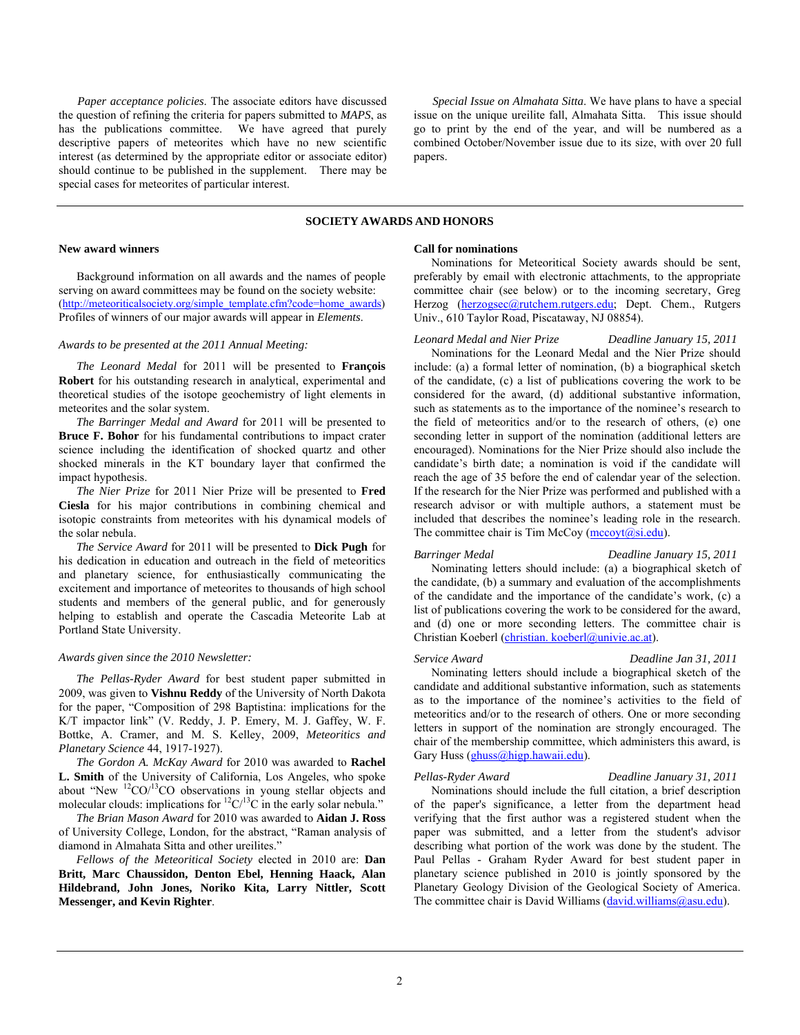*Paper acceptance policies*. The associate editors have discussed the question of refining the criteria for papers submitted to *MAPS*, as has the publications committee. We have agreed that purely descriptive papers of meteorites which have no new scientific interest (as determined by the appropriate editor or associate editor) should continue to be published in the supplement. There may be special cases for meteorites of particular interest.

*Special Issue on Almahata Sitta*. We have plans to have a special issue on the unique ureilite fall, Almahata Sitta. This issue should go to print by the end of the year, and will be numbered as a combined October/November issue due to its size, with over 20 full papers.

## SOCIETY AWARDS AND HONORS

### New award winners

Background information on all awards and the names of people serving on award committees may be found on the society website: (http://meteoriticalsociety.org/simple_template.cfm?code=home_awards) Profiles of winners of our major awards will appear in *Elements*.

*Awards to be presented at the 2011 Annual Meeting:*

*The Leonard Medal* for 2011 will be presented to **François Robert** for his outstanding research in analytical, experimental and theoretical studies of the isotope geochemistry of light elements in meteorites and the solar system.

*The Barringer Medal and Award* for 2011 will be presented to **Bruce F. Bohor** for his fundamental contributions to impact crater science including the identification of shocked quartz and other shocked minerals in the KT boundary layer that confirmed the impact hypothesis.

*The Nier Prize* for 2011 Nier Prize will be presented to **Fred Ciesla** for his major contributions in combining chemical and isotopic constraints from meteorites with his dynamical models of the solar nebula.

*The Service Award* for 2011 will be presented to **Dick Pugh** for his dedication in education and outreach in the field of meteoritics and planetary science, for enthusiastically communicating the excitement and importance of meteorites to thousands of high school students and members of the general public, and for generously helping to establish and operate the Cascadia Meteorite Lab at Portland State University.

*Awards given since the 2010 Newsletter:*

*The Pellas-Ryder Award* for best student paper submitted in 2009, was given to **Vishnu Reddy** of the University of North Dakota for the paper, "Composition of 298 Baptistina: implications for the K/T impactor link" (V. Reddy, J. P. Emery, M. J. Gaffey, W. F. Bottke, A. Cramer, and M. S. Kelley, 2009, *Meteoritics and Planetary Science* 44, 1917-1927).

*The Gordon A. McKay Award* for 2010 was awarded to **Rachel L. Smith** of the University of California, Los Angeles, who spoke about "New $^{12}CO/^{13}CO$ observations in young stellar objects and molecular clouds: implications for $^{12}C/^{13}C$ in the early solar nebula."

*The Brian Mason Award* for 2010 was awarded to **Aidan J. Ross** of University College, London, for the abstract, "Raman analysis of diamond in Almahata Sitta and other ureilites."

*Fellows of the Meteoritical Society* elected in 2010 are: **Dan Britt, Marc Chaussidon, Denton Ebel, Henning Haack, Alan Hildebrand, John Jones, Noriko Kita, Larry Nittler, Scott Messenger, and Kevin Righter**.

### Call for nominations

Nominations for Meteoritical Society awards should be sent, preferably by email with electronic attachments, to the appropriate committee chair (see below) or to the incoming secretary, Greg Herzog (herzogsec@rutchem.rutgers.edu; Dept. Chem., Rutgers Univ., 610 Taylor Road, Piscataway, NJ 08854).

*Leonard Medal and Nier Prize* — *Deadline January 15, 2011*

Nominations for the Leonard Medal and the Nier Prize should include: (a) a formal letter of nomination, (b) a biographical sketch of the candidate, (c) a list of publications covering the work to be considered for the award, (d) additional substantive information, such as statements as to the importance of the nominee's research to the field of meteoritics and/or to the research of others, (e) one seconding letter in support of the nomination (additional letters are encouraged). Nominations for the Nier Prize should also include the candidate's birth date; a nomination is void if the candidate will reach the age of 35 before the end of calendar year of the selection. If the research for the Nier Prize was performed and published with a research advisor or with multiple authors, a statement must be included that describes the nominee's leading role in the research. The committee chair is Tim McCoy (mccoyt@si.edu).

*Barringer Medal* — *Deadline January 15, 2011*

Nominating letters should include: (a) a biographical sketch of the candidate, (b) a summary and evaluation of the accomplishments of the candidate and the importance of the candidate's work, (c) a list of publications covering the work to be considered for the award, and (d) one or more seconding letters. The committee chair is Christian Koeberl (christian. koeberl@univie.ac.at).

*Service Award* — *Deadline Jan 31, 2011*

Nominating letters should include a biographical sketch of the candidate and additional substantive information, such as statements as to the importance of the nominee's activities to the field of meteoritics and/or to the research of others. One or more seconding letters in support of the nomination are strongly encouraged. The chair of the membership committee, which administers this award, is Gary Huss (ghuss@higp.hawaii.edu).

*Pellas-Ryder Award* — *Deadline January 31, 2011*

Nominations should include the full citation, a brief description of the paper's significance, a letter from the department head verifying that the first author was a registered student when the paper was submitted, and a letter from the student's advisor describing what portion of the work was done by the student. The Paul Pellas - Graham Ryder Award for best student paper in planetary science published in 2010 is jointly sponsored by the Planetary Geology Division of the Geological Society of America. The committee chair is David Williams (david.williams@asu.edu).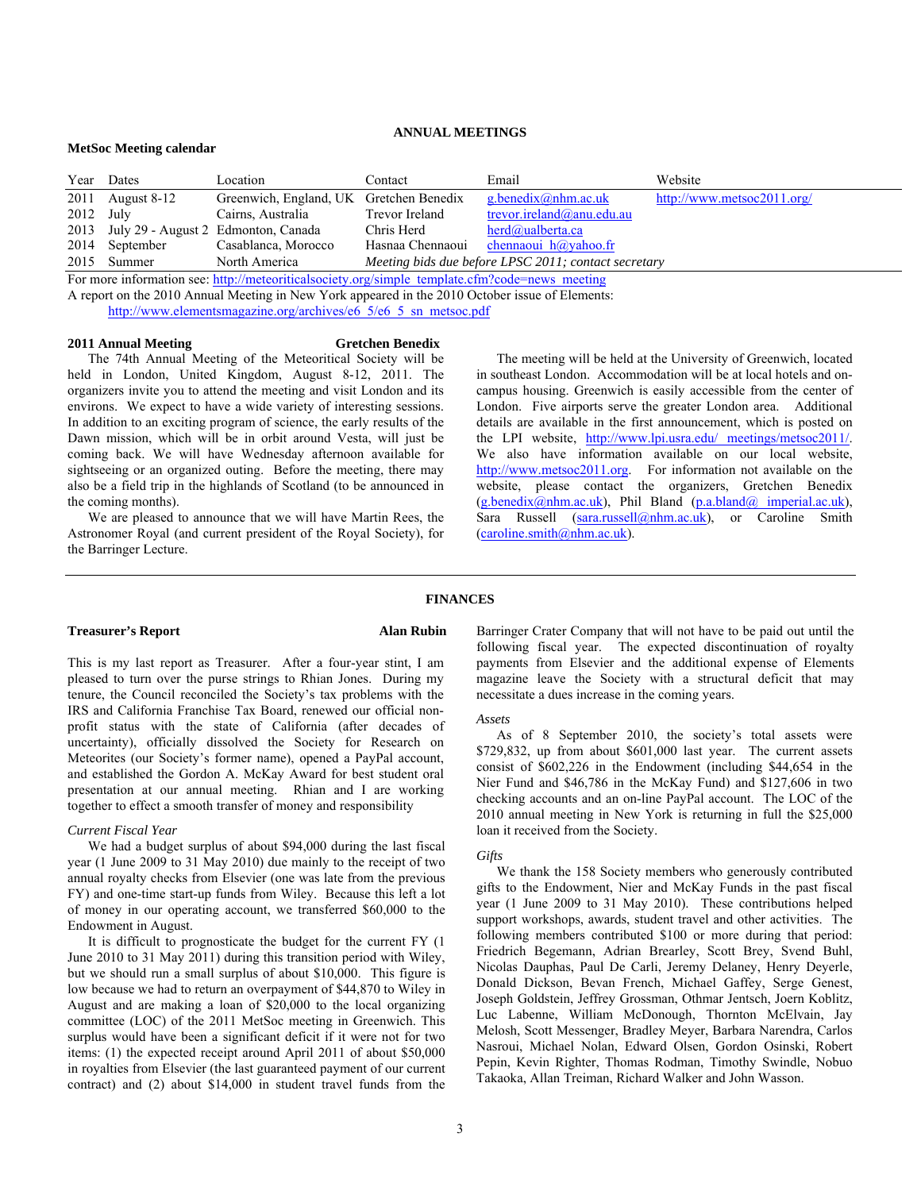# ANNUAL MEETINGS

## MetSoc Meeting calendar

| Year | Dates | Location | Contact | Email | Website |
|---|---|---|---|---|---|
| 2011 | August 8-12 | Greenwich, England, UK | Gretchen Benedix | g.benedix@nhm.ac.uk | http://www.metsoc2011.org/ |
| 2012 | July | Cairns, Australia | Trevor Ireland | trevor.ireland@anu.edu.au | |
| 2013 | July 29 - August 2 | Edmonton, Canada | Chris Herd | herd@ualberta.ca | |
| 2014 | September | Casablanca, Morocco | Hasnaa Chennaoui | chennaoui_h@yahoo.fr | |
| 2015 | Summer | North America | *Meeting bids due before LPSC 2011; contact secretary* | | |

For more information see: http://meteoriticalsociety.org/simple_template.cfm?code=news_meeting

A report on the 2010 Annual Meeting in New York appeared in the 2010 October issue of Elements:
http://www.elementsmagazine.org/archives/e6_5/e6_5_sn_metsoc.pdf

### 2011 Annual Meeting — Gretchen Benedix

The 74th Annual Meeting of the Meteoritical Society will be held in London, United Kingdom, August 8-12, 2011. The organizers invite you to attend the meeting and visit London and its environs. We expect to have a wide variety of interesting sessions. In addition to an exciting program of science, the early results of the Dawn mission, which will be in orbit around Vesta, will just be coming back. We will have Wednesday afternoon available for sightseeing or an organized outing. Before the meeting, there may also be a field trip in the highlands of Scotland (to be announced in the coming months).

We are pleased to announce that we will have Martin Rees, the Astronomer Royal (and current president of the Royal Society), for the Barringer Lecture.

The meeting will be held at the University of Greenwich, located in southeast London. Accommodation will be at local hotels and on-campus housing. Greenwich is easily accessible from the center of London. Five airports serve the greater London area. Additional details are available in the first announcement, which is posted on the LPI website, http://www.lpi.usra.edu/_meetings/metsoc2011/. We also have information available on our local website, http://www.metsoc2011.org. For information not available on the website, please contact the organizers, Gretchen Benedix (g.benedix@nhm.ac.uk), Phil Bland (p.a.bland@_imperial.ac.uk), Sara Russell (sara.russell@nhm.ac.uk), or Caroline Smith (caroline.smith@nhm.ac.uk).

# FINANCES

### Treasurer's Report — Alan Rubin

This is my last report as Treasurer. After a four-year stint, I am pleased to turn over the purse strings to Rhian Jones. During my tenure, the Council reconciled the Society's tax problems with the IRS and California Franchise Tax Board, renewed our official non-profit status with the state of California (after decades of uncertainty), officially dissolved the Society for Research on Meteorites (our Society's former name), opened a PayPal account, and established the Gordon A. McKay Award for best student oral presentation at our annual meeting. Rhian and I are working together to effect a smooth transfer of money and responsibility

*Current Fiscal Year*

We had a budget surplus of about $94,000 during the last fiscal year (1 June 2009 to 31 May 2010) due mainly to the receipt of two annual royalty checks from Elsevier (one was late from the previous FY) and one-time start-up funds from Wiley. Because this left a lot of money in our operating account, we transferred $60,000 to the Endowment in August.

It is difficult to prognosticate the budget for the current FY (1 June 2010 to 31 May 2011) during this transition period with Wiley, but we should run a small surplus of about $10,000. This figure is low because we had to return an overpayment of $44,870 to Wiley in August and are making a loan of $20,000 to the local organizing committee (LOC) of the 2011 MetSoc meeting in Greenwich. This surplus would have been a significant deficit if it were not for two items: (1) the expected receipt around April 2011 of about $50,000 in royalties from Elsevier (the last guaranteed payment of our current contract) and (2) about $14,000 in student travel funds from the Barringer Crater Company that will not have to be paid out until the following fiscal year. The expected discontinuation of royalty payments from Elsevier and the additional expense of Elements magazine leave the Society with a structural deficit that may necessitate a dues increase in the coming years.

*Assets*

As of 8 September 2010, the society's total assets were $729,832, up from about $601,000 last year. The current assets consist of $602,226 in the Endowment (including $44,654 in the Nier Fund and $46,786 in the McKay Fund) and $127,606 in two checking accounts and an on-line PayPal account. The LOC of the 2010 annual meeting in New York is returning in full the $25,000 loan it received from the Society.

*Gifts*

We thank the 158 Society members who generously contributed gifts to the Endowment, Nier and McKay Funds in the past fiscal year (1 June 2009 to 31 May 2010). These contributions helped support workshops, awards, student travel and other activities. The following members contributed $100 or more during that period: Friedrich Begemann, Adrian Brearley, Scott Brey, Svend Buhl, Nicolas Dauphas, Paul De Carli, Jeremy Delaney, Henry Deyerle, Donald Dickson, Bevan French, Michael Gaffey, Serge Genest, Joseph Goldstein, Jeffrey Grossman, Othmar Jentsch, Joern Koblitz, Luc Labenne, William McDonough, Thornton McElvain, Jay Melosh, Scott Messenger, Bradley Meyer, Barbara Narendra, Carlos Nasroui, Michael Nolan, Edward Olsen, Gordon Osinski, Robert Pepin, Kevin Righter, Thomas Rodman, Timothy Swindle, Nobuo Takaoka, Allan Treiman, Richard Walker and John Wasson.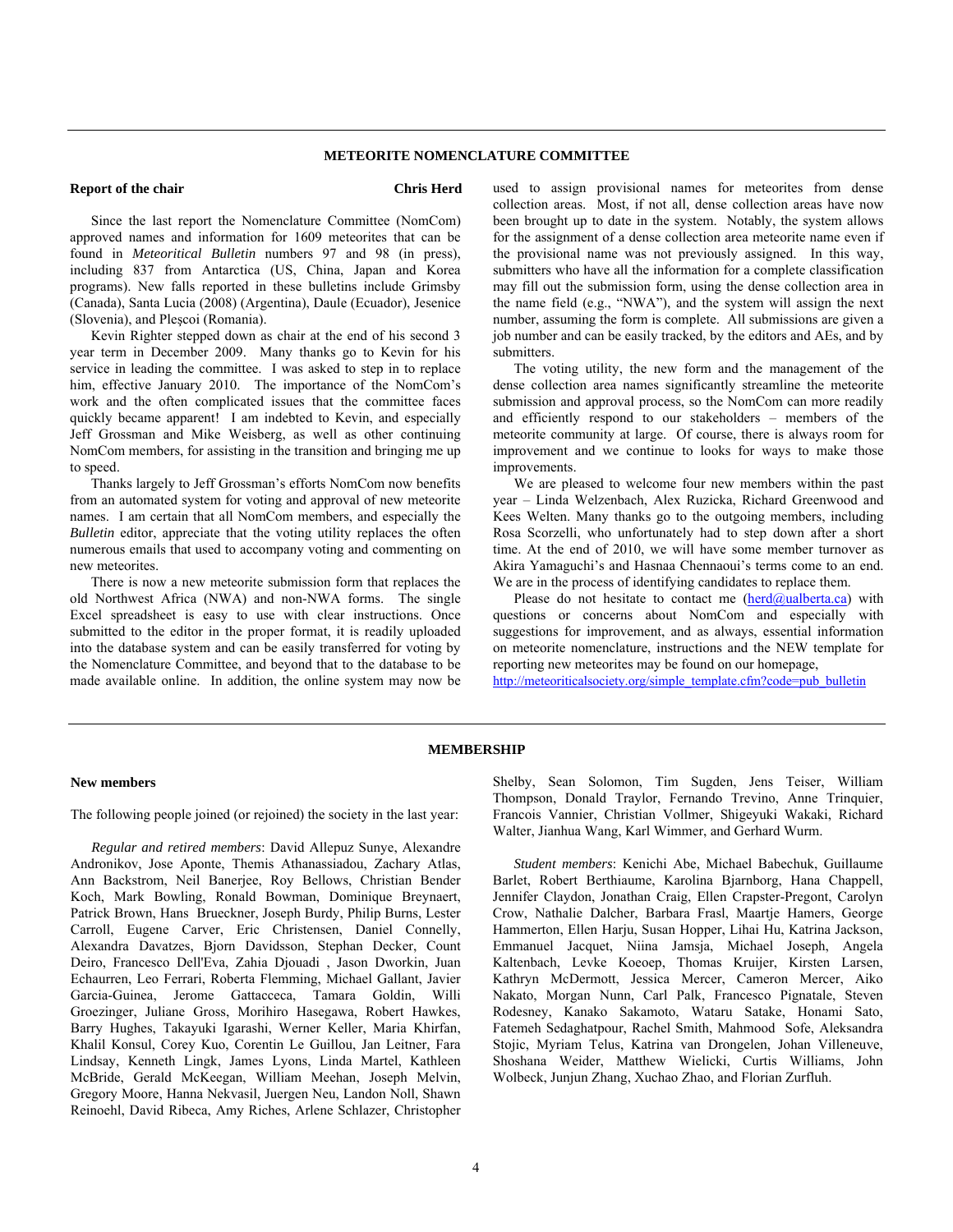## METEORITE NOMENCLATURE COMMITTEE

### Report of the chair — Chris Herd

Since the last report the Nomenclature Committee (NomCom) approved names and information for 1609 meteorites that can be found in *Meteoritical Bulletin* numbers 97 and 98 (in press), including 837 from Antarctica (US, China, Japan and Korea programs). New falls reported in these bulletins include Grimsby (Canada), Santa Lucia (2008) (Argentina), Daule (Ecuador), Jesenice (Slovenia), and Pleşcoi (Romania).

Kevin Righter stepped down as chair at the end of his second 3 year term in December 2009. Many thanks go to Kevin for his service in leading the committee. I was asked to step in to replace him, effective January 2010. The importance of the NomCom's work and the often complicated issues that the committee faces quickly became apparent! I am indebted to Kevin, and especially Jeff Grossman and Mike Weisberg, as well as other continuing NomCom members, for assisting in the transition and bringing me up to speed.

Thanks largely to Jeff Grossman's efforts NomCom now benefits from an automated system for voting and approval of new meteorite names. I am certain that all NomCom members, and especially the *Bulletin* editor, appreciate that the voting utility replaces the often numerous emails that used to accompany voting and commenting on new meteorites.

There is now a new meteorite submission form that replaces the old Northwest Africa (NWA) and non-NWA forms. The single Excel spreadsheet is easy to use with clear instructions. Once submitted to the editor in the proper format, it is readily uploaded into the database system and can be easily transferred for voting by the Nomenclature Committee, and beyond that to the database to be made available online. In addition, the online system may now be used to assign provisional names for meteorites from dense collection areas. Most, if not all, dense collection areas have now been brought up to date in the system. Notably, the system allows for the assignment of a dense collection area meteorite name even if the provisional name was not previously assigned. In this way, submitters who have all the information for a complete classification may fill out the submission form, using the dense collection area in the name field (e.g., "NWA"), and the system will assign the next number, assuming the form is complete. All submissions are given a job number and can be easily tracked, by the editors and AEs, and by submitters.

The voting utility, the new form and the management of the dense collection area names significantly streamline the meteorite submission and approval process, so the NomCom can more readily and efficiently respond to our stakeholders – members of the meteorite community at large. Of course, there is always room for improvement and we continue to looks for ways to make those improvements.

We are pleased to welcome four new members within the past year – Linda Welzenbach, Alex Ruzicka, Richard Greenwood and Kees Welten. Many thanks go to the outgoing members, including Rosa Scorzelli, who unfortunately had to step down after a short time. At the end of 2010, we will have some member turnover as Akira Yamaguchi's and Hasnaa Chennaoui's terms come to an end. We are in the process of identifying candidates to replace them.

Please do not hesitate to contact me (herd@ualberta.ca) with questions or concerns about NomCom and especially with suggestions for improvement, and as always, essential information on meteorite nomenclature, instructions and the NEW template for reporting new meteorites may be found on our homepage, http://meteoriticalsociety.org/simple_template.cfm?code=pub_bulletin

## MEMBERSHIP

### New members

The following people joined (or rejoined) the society in the last year:

*Regular and retired members*: David Allepuz Sunye, Alexandre Andronikov, Jose Aponte, Themis Athanassiadou, Zachary Atlas, Ann Backstrom, Neil Banerjee, Roy Bellows, Christian Bender Koch, Mark Bowling, Ronald Bowman, Dominique Breynaert, Patrick Brown, Hans Brueckner, Joseph Burdy, Philip Burns, Lester Carroll, Eugene Carver, Eric Christensen, Daniel Connelly, Alexandra Davatzes, Bjorn Davidsson, Stephan Decker, Count Deiro, Francesco Dell'Eva, Zahia Djouadi , Jason Dworkin, Juan Echaurren, Leo Ferrari, Roberta Flemming, Michael Gallant, Javier Garcia-Guinea, Jerome Gattacceca, Tamara Goldin, Willi Groezinger, Juliane Gross, Morihiro Hasegawa, Robert Hawkes, Barry Hughes, Takayuki Igarashi, Werner Keller, Maria Khirfan, Khalil Konsul, Corey Kuo, Corentin Le Guillou, Jan Leitner, Fara Lindsay, Kenneth Lingk, James Lyons, Linda Martel, Kathleen McBride, Gerald McKeegan, William Meehan, Joseph Melvin, Gregory Moore, Hanna Nekvasil, Juergen Neu, Landon Noll, Shawn Reinoehl, David Ribeca, Amy Riches, Arlene Schlazer, Christopher Shelby, Sean Solomon, Tim Sugden, Jens Teiser, William Thompson, Donald Traylor, Fernando Trevino, Anne Trinquier, Francois Vannier, Christian Vollmer, Shigeyuki Wakaki, Richard Walter, Jianhua Wang, Karl Wimmer, and Gerhard Wurm.

*Student members*: Kenichi Abe, Michael Babechuk, Guillaume Barlet, Robert Berthiaume, Karolina Bjarnborg, Hana Chappell, Jennifer Claydon, Jonathan Craig, Ellen Crapster-Pregont, Carolyn Crow, Nathalie Dalcher, Barbara Frasl, Maartje Hamers, George Hammerton, Ellen Harju, Susan Hopper, Lihai Hu, Katrina Jackson, Emmanuel Jacquet, Niina Jamsja, Michael Joseph, Angela Kaltenbach, Levke Koeoep, Thomas Kruijer, Kirsten Larsen, Kathryn McDermott, Jessica Mercer, Cameron Mercer, Aiko Nakato, Morgan Nunn, Carl Palk, Francesco Pignatale, Steven Rodesney, Kanako Sakamoto, Wataru Satake, Honami Sato, Fatemeh Sedaghatpour, Rachel Smith, Mahmood Sofe, Aleksandra Stojic, Myriam Telus, Katrina van Drongelen, Johan Villeneuve, Shoshana Weider, Matthew Wielicki, Curtis Williams, John Wolbeck, Junjun Zhang, Xuchao Zhao, and Florian Zurfluh.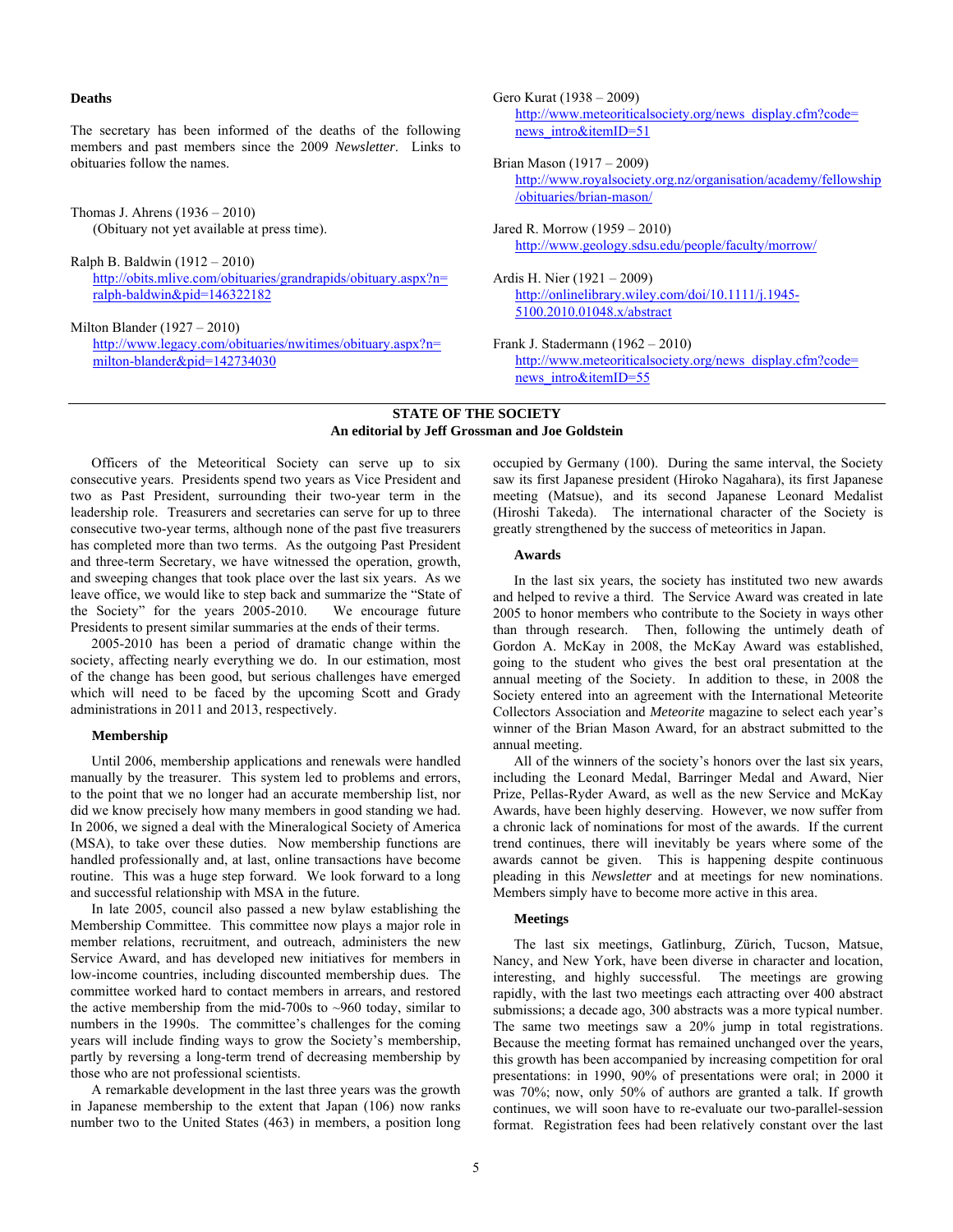**Deaths**

The secretary has been informed of the deaths of the following members and past members since the 2009 *Newsletter*. Links to obituaries follow the names.

Thomas J. Ahrens (1936 – 2010)
(Obituary not yet available at press time).

Ralph B. Baldwin (1912 – 2010)
http://obits.mlive.com/obituaries/grandrapids/obituary.aspx?n=ralph-baldwin&pid=146322182

Milton Blander (1927 – 2010)
http://www.legacy.com/obituaries/nwitimes/obituary.aspx?n=milton-blander&pid=142734030

Gero Kurat (1938 – 2009)
http://www.meteoriticalsociety.org/news_display.cfm?code=news_intro&itemID=51

Brian Mason (1917 – 2009)
http://www.royalsociety.org.nz/organisation/academy/fellowship/obituaries/brian-mason/

Jared R. Morrow (1959 – 2010)
http://www.geology.sdsu.edu/people/faculty/morrow/

Ardis H. Nier (1921 – 2009)
http://onlinelibrary.wiley.com/doi/10.1111/j.1945-5100.2010.01048.x/abstract

Frank J. Stadermann (1962 – 2010)
http://www.meteoriticalsociety.org/news_display.cfm?code=news_intro&itemID=55

## STATE OF THE SOCIETY

**An editorial by Jeff Grossman and Joe Goldstein**

Officers of the Meteoritical Society can serve up to six consecutive years. Presidents spend two years as Vice President and two as Past President, surrounding their two-year term in the leadership role. Treasurers and secretaries can serve for up to three consecutive two-year terms, although none of the past five treasurers has completed more than two terms. As the outgoing Past President and three-term Secretary, we have witnessed the operation, growth, and sweeping changes that took place over the last six years. As we leave office, we would like to step back and summarize the "State of the Society" for the years 2005-2010. We encourage future Presidents to present similar summaries at the ends of their terms.

2005-2010 has been a period of dramatic change within the society, affecting nearly everything we do. In our estimation, most of the change has been good, but serious challenges have emerged which will need to be faced by the upcoming Scott and Grady administrations in 2011 and 2013, respectively.

### Membership

Until 2006, membership applications and renewals were handled manually by the treasurer. This system led to problems and errors, to the point that we no longer had an accurate membership list, nor did we know precisely how many members in good standing we had. In 2006, we signed a deal with the Mineralogical Society of America (MSA), to take over these duties. Now membership functions are handled professionally and, at last, online transactions have become routine. This was a huge step forward. We look forward to a long and successful relationship with MSA in the future.

In late 2005, council also passed a new bylaw establishing the Membership Committee. This committee now plays a major role in member relations, recruitment, and outreach, administers the new Service Award, and has developed new initiatives for members in low-income countries, including discounted membership dues. The committee worked hard to contact members in arrears, and restored the active membership from the mid-700s to ~960 today, similar to numbers in the 1990s. The committee's challenges for the coming years will include finding ways to grow the Society's membership, partly by reversing a long-term trend of decreasing membership by those who are not professional scientists.

A remarkable development in the last three years was the growth in Japanese membership to the extent that Japan (106) now ranks number two to the United States (463) in members, a position long occupied by Germany (100). During the same interval, the Society saw its first Japanese president (Hiroko Nagahara), its first Japanese meeting (Matsue), and its second Japanese Leonard Medalist (Hiroshi Takeda). The international character of the Society is greatly strengthened by the success of meteoritics in Japan.

### Awards

In the last six years, the society has instituted two new awards and helped to revive a third. The Service Award was created in late 2005 to honor members who contribute to the Society in ways other than through research. Then, following the untimely death of Gordon A. McKay in 2008, the McKay Award was established, going to the student who gives the best oral presentation at the annual meeting of the Society. In addition to these, in 2008 the Society entered into an agreement with the International Meteorite Collectors Association and *Meteorite* magazine to select each year's winner of the Brian Mason Award, for an abstract submitted to the annual meeting.

All of the winners of the society's honors over the last six years, including the Leonard Medal, Barringer Medal and Award, Nier Prize, Pellas-Ryder Award, as well as the new Service and McKay Awards, have been highly deserving. However, we now suffer from a chronic lack of nominations for most of the awards. If the current trend continues, there will inevitably be years where some of the awards cannot be given. This is happening despite continuous pleading in this *Newsletter* and at meetings for new nominations. Members simply have to become more active in this area.

### Meetings

The last six meetings, Gatlinburg, Zürich, Tucson, Matsue, Nancy, and New York, have been diverse in character and location, interesting, and highly successful. The meetings are growing rapidly, with the last two meetings each attracting over 400 abstract submissions; a decade ago, 300 abstracts was a more typical number. The same two meetings saw a 20% jump in total registrations. Because the meeting format has remained unchanged over the years, this growth has been accompanied by increasing competition for oral presentations: in 1990, 90% of presentations were oral; in 2000 it was 70%; now, only 50% of authors are granted a talk. If growth continues, we will soon have to re-evaluate our two-parallel-session format. Registration fees had been relatively constant over the last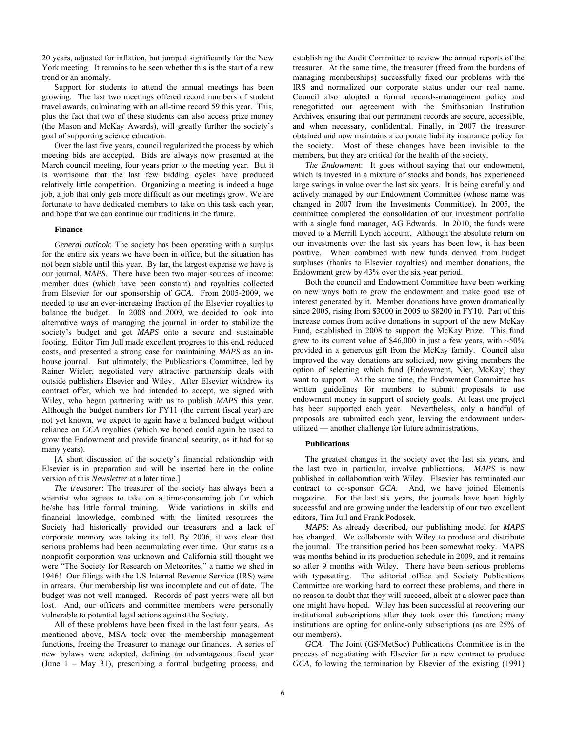20 years, adjusted for inflation, but jumped significantly for the New York meeting. It remains to be seen whether this is the start of a new trend or an anomaly.

Support for students to attend the annual meetings has been growing. The last two meetings offered record numbers of student travel awards, culminating with an all-time record 59 this year. This, plus the fact that two of these students can also access prize money (the Mason and McKay Awards), will greatly further the society's goal of supporting science education.

Over the last five years, council regularized the process by which meeting bids are accepted. Bids are always now presented at the March council meeting, four years prior to the meeting year. But it is worrisome that the last few bidding cycles have produced relatively little competition. Organizing a meeting is indeed a huge job, a job that only gets more difficult as our meetings grow. We are fortunate to have dedicated members to take on this task each year, and hope that we can continue our traditions in the future.

### Finance

*General outlook*: The society has been operating with a surplus for the entire six years we have been in office, but the situation has not been stable until this year. By far, the largest expense we have is our journal, *MAPS*. There have been two major sources of income: member dues (which have been constant) and royalties collected from Elsevier for our sponsorship of *GCA*. From 2005-2009, we needed to use an ever-increasing fraction of the Elsevier royalties to balance the budget. In 2008 and 2009, we decided to look into alternative ways of managing the journal in order to stabilize the society's budget and get *MAPS* onto a secure and sustainable footing. Editor Tim Jull made excellent progress to this end, reduced costs, and presented a strong case for maintaining *MAPS* as an in-house journal. But ultimately, the Publications Committee, led by Rainer Wieler, negotiated very attractive partnership deals with outside publishers Elsevier and Wiley. After Elsevier withdrew its contract offer, which we had intended to accept, we signed with Wiley, who began partnering with us to publish *MAPS* this year. Although the budget numbers for FY11 (the current fiscal year) are not yet known, we expect to again have a balanced budget without reliance on *GCA* royalties (which we hoped could again be used to grow the Endowment and provide financial security, as it had for so many years).

[A short discussion of the society's financial relationship with Elsevier is in preparation and will be inserted here in the online version of this *Newsletter* at a later time.]

*The treasurer*: The treasurer of the society has always been a scientist who agrees to take on a time-consuming job for which he/she has little formal training. Wide variations in skills and financial knowledge, combined with the limited resources the Society had historically provided our treasurers and a lack of corporate memory was taking its toll. By 2006, it was clear that serious problems had been accumulating over time. Our status as a nonprofit corporation was unknown and California still thought we were "The Society for Research on Meteorites," a name we shed in 1946! Our filings with the US Internal Revenue Service (IRS) were in arrears. Our membership list was incomplete and out of date. The budget was not well managed. Records of past years were all but lost. And, our officers and committee members were personally vulnerable to potential legal actions against the Society.

All of these problems have been fixed in the last four years. As mentioned above, MSA took over the membership management functions, freeing the Treasurer to manage our finances. A series of new bylaws were adopted, defining an advantageous fiscal year (June 1 – May 31), prescribing a formal budgeting process, and establishing the Audit Committee to review the annual reports of the treasurer. At the same time, the treasurer (freed from the burdens of managing memberships) successfully fixed our problems with the IRS and normalized our corporate status under our real name. Council also adopted a formal records-management policy and renegotiated our agreement with the Smithsonian Institution Archives, ensuring that our permanent records are secure, accessible, and when necessary, confidential. Finally, in 2007 the treasurer obtained and now maintains a corporate liability insurance policy for the society. Most of these changes have been invisible to the members, but they are critical for the health of the society.

*The Endowment*: It goes without saying that our endowment, which is invested in a mixture of stocks and bonds, has experienced large swings in value over the last six years. It is being carefully and actively managed by our Endowment Committee (whose name was changed in 2007 from the Investments Committee). In 2005, the committee completed the consolidation of our investment portfolio with a single fund manager, AG Edwards. In 2010, the funds were moved to a Merrill Lynch account. Although the absolute return on our investments over the last six years has been low, it has been positive. When combined with new funds derived from budget surpluses (thanks to Elsevier royalties) and member donations, the Endowment grew by 43% over the six year period.

Both the council and Endowment Committee have been working on new ways both to grow the endowment and make good use of interest generated by it. Member donations have grown dramatically since 2005, rising from $3000 in 2005 to $8200 in FY10. Part of this increase comes from active donations in support of the new McKay Fund, established in 2008 to support the McKay Prize. This fund grew to its current value of $46,000 in just a few years, with ~50% provided in a generous gift from the McKay family. Council also improved the way donations are solicited, now giving members the option of selecting which fund (Endowment, Nier, McKay) they want to support. At the same time, the Endowment Committee has written guidelines for members to submit proposals to use endowment money in support of society goals. At least one project has been supported each year. Nevertheless, only a handful of proposals are submitted each year, leaving the endowment under-utilized — another challenge for future administrations.

### Publications

The greatest changes in the society over the last six years, and the last two in particular, involve publications. *MAPS* is now published in collaboration with Wiley. Elsevier has terminated our contract to co-sponsor *GCA*. And, we have joined Elements magazine. For the last six years, the journals have been highly successful and are growing under the leadership of our two excellent editors, Tim Jull and Frank Podosek.

*MAPS*: As already described, our publishing model for *MAPS* has changed. We collaborate with Wiley to produce and distribute the journal. The transition period has been somewhat rocky. MAPS was months behind in its production schedule in 2009, and it remains so after 9 months with Wiley. There have been serious problems with typesetting. The editorial office and Society Publications Committee are working hard to correct these problems, and there in no reason to doubt that they will succeed, albeit at a slower pace than one might have hoped. Wiley has been successful at recovering our institutional subscriptions after they took over this function; many institutions are opting for online-only subscriptions (as are 25% of our members).

*GCA*: The Joint (GS/MetSoc) Publications Committee is in the process of negotiating with Elsevier for a new contract to produce *GCA*, following the termination by Elsevier of the existing (1991)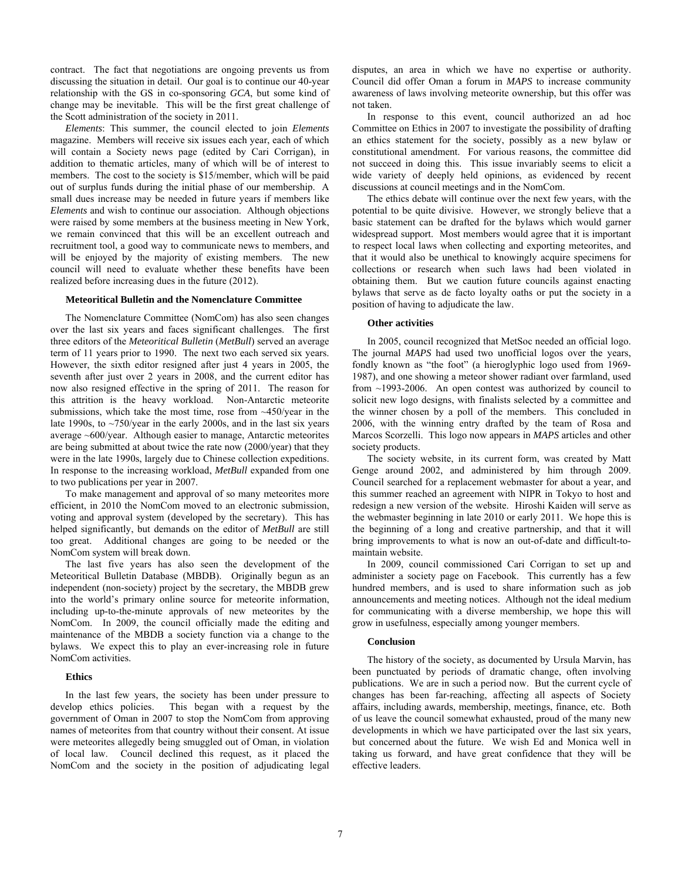contract. The fact that negotiations are ongoing prevents us from discussing the situation in detail. Our goal is to continue our 40-year relationship with the GS in co-sponsoring *GCA*, but some kind of change may be inevitable. This will be the first great challenge of the Scott administration of the society in 2011.

*Elements*: This summer, the council elected to join *Elements* magazine. Members will receive six issues each year, each of which will contain a Society news page (edited by Cari Corrigan), in addition to thematic articles, many of which will be of interest to members. The cost to the society is $15/member, which will be paid out of surplus funds during the initial phase of our membership. A small dues increase may be needed in future years if members like *Elements* and wish to continue our association. Although objections were raised by some members at the business meeting in New York, we remain convinced that this will be an excellent outreach and recruitment tool, a good way to communicate news to members, and will be enjoyed by the majority of existing members. The new council will need to evaluate whether these benefits have been realized before increasing dues in the future (2012).

### Meteoritical Bulletin and the Nomenclature Committee

The Nomenclature Committee (NomCom) has also seen changes over the last six years and faces significant challenges. The first three editors of the *Meteoritical Bulletin* (*MetBull*) served an average term of 11 years prior to 1990. The next two each served six years. However, the sixth editor resigned after just 4 years in 2005, the seventh after just over 2 years in 2008, and the current editor has now also resigned effective in the spring of 2011. The reason for this attrition is the heavy workload. Non-Antarctic meteorite submissions, which take the most time, rose from ~450/year in the late 1990s, to ~750/year in the early 2000s, and in the last six years average ~600/year. Although easier to manage, Antarctic meteorites are being submitted at about twice the rate now (2000/year) that they were in the late 1990s, largely due to Chinese collection expeditions. In response to the increasing workload, *MetBull* expanded from one to two publications per year in 2007.

To make management and approval of so many meteorites more efficient, in 2010 the NomCom moved to an electronic submission, voting and approval system (developed by the secretary). This has helped significantly, but demands on the editor of *MetBull* are still too great. Additional changes are going to be needed or the NomCom system will break down.

The last five years has also seen the development of the Meteoritical Bulletin Database (MBDB). Originally begun as an independent (non-society) project by the secretary, the MBDB grew into the world's primary online source for meteorite information, including up-to-the-minute approvals of new meteorites by the NomCom. In 2009, the council officially made the editing and maintenance of the MBDB a society function via a change to the bylaws. We expect this to play an ever-increasing role in future NomCom activities.

### Ethics

In the last few years, the society has been under pressure to develop ethics policies. This began with a request by the government of Oman in 2007 to stop the NomCom from approving names of meteorites from that country without their consent. At issue were meteorites allegedly being smuggled out of Oman, in violation of local law. Council declined this request, as it placed the NomCom and the society in the position of adjudicating legal disputes, an area in which we have no expertise or authority. Council did offer Oman a forum in *MAPS* to increase community awareness of laws involving meteorite ownership, but this offer was not taken.

In response to this event, council authorized an ad hoc Committee on Ethics in 2007 to investigate the possibility of drafting an ethics statement for the society, possibly as a new bylaw or constitutional amendment. For various reasons, the committee did not succeed in doing this. This issue invariably seems to elicit a wide variety of deeply held opinions, as evidenced by recent discussions at council meetings and in the NomCom.

The ethics debate will continue over the next few years, with the potential to be quite divisive. However, we strongly believe that a basic statement can be drafted for the bylaws which would garner widespread support. Most members would agree that it is important to respect local laws when collecting and exporting meteorites, and that it would also be unethical to knowingly acquire specimens for collections or research when such laws had been violated in obtaining them. But we caution future councils against enacting bylaws that serve as de facto loyalty oaths or put the society in a position of having to adjudicate the law.

### Other activities

In 2005, council recognized that MetSoc needed an official logo. The journal *MAPS* had used two unofficial logos over the years, fondly known as "the foot" (a hieroglyphic logo used from 1969-1987), and one showing a meteor shower radiant over farmland, used from ~1993-2006. An open contest was authorized by council to solicit new logo designs, with finalists selected by a committee and the winner chosen by a poll of the members. This concluded in 2006, with the winning entry drafted by the team of Rosa and Marcos Scorzelli. This logo now appears in *MAPS* articles and other society products.

The society website, in its current form, was created by Matt Genge around 2002, and administered by him through 2009. Council searched for a replacement webmaster for about a year, and this summer reached an agreement with NIPR in Tokyo to host and redesign a new version of the website. Hiroshi Kaiden will serve as the webmaster beginning in late 2010 or early 2011. We hope this is the beginning of a long and creative partnership, and that it will bring improvements to what is now an out-of-date and difficult-to-maintain website.

In 2009, council commissioned Cari Corrigan to set up and administer a society page on Facebook. This currently has a few hundred members, and is used to share information such as job announcements and meeting notices. Although not the ideal medium for communicating with a diverse membership, we hope this will grow in usefulness, especially among younger members.

### Conclusion

The history of the society, as documented by Ursula Marvin, has been punctuated by periods of dramatic change, often involving publications. We are in such a period now. But the current cycle of changes has been far-reaching, affecting all aspects of Society affairs, including awards, membership, meetings, finance, etc. Both of us leave the council somewhat exhausted, proud of the many new developments in which we have participated over the last six years, but concerned about the future. We wish Ed and Monica well in taking us forward, and have great confidence that they will be effective leaders.